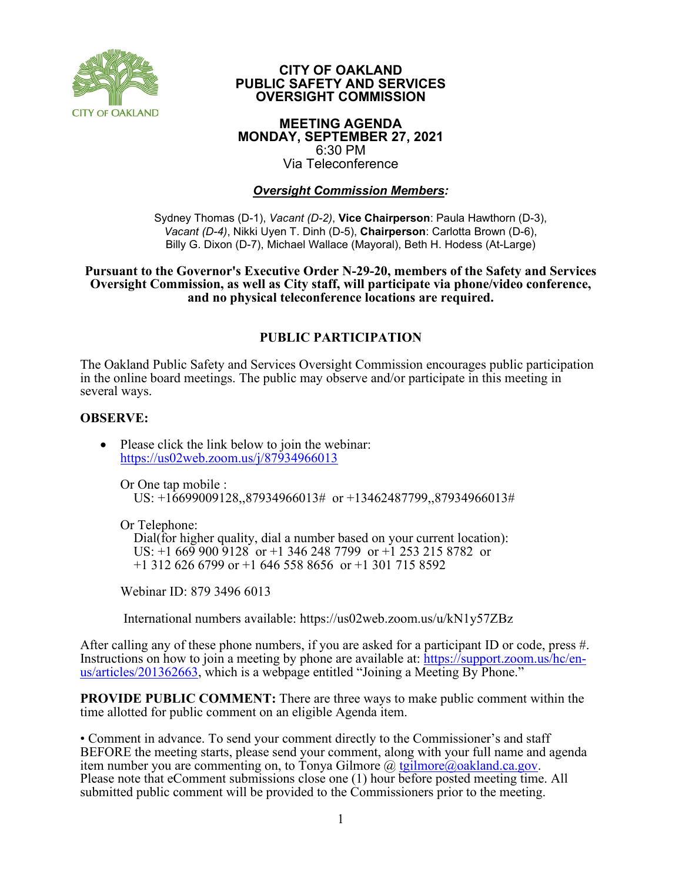# CITY OF OAKLAND
# PUBLIC SAFETY AND SERVICES OVERSIGHT COMMISSION

## MEETING AGENDA
## MONDAY, SEPTEMBER 27, 2021
6:30 PM
Via Teleconference

### ***Oversight Commission Members:***

Sydney Thomas (D-1), *Vacant (D-2)*, **Vice Chairperson**: Paula Hawthorn (D-3), *Vacant (D-4)*, Nikki Uyen T. Dinh (D-5), **Chairperson**: Carlotta Brown (D-6), Billy G. Dixon (D-7), Michael Wallace (Mayoral), Beth H. Hodess (At-Large)

**Pursuant to the Governor's Executive Order N-29-20, members of the Safety and Services Oversight Commission, as well as City staff, will participate via phone/video conference, and no physical teleconference locations are required.**

## PUBLIC PARTICIPATION

The Oakland Public Safety and Services Oversight Commission encourages public participation in the online board meetings. The public may observe and/or participate in this meeting in several ways.

**OBSERVE:**

- Please click the link below to join the webinar:
  https://us02web.zoom.us/j/87934966013

  Or One tap mobile :
  US: +16699009128,,87934966013# or +13462487799,,87934966013#

  Or Telephone:
  Dial(for higher quality, dial a number based on your current location):
  US: +1 669 900 9128 or +1 346 248 7799 or +1 253 215 8782 or
  +1 312 626 6799 or +1 646 558 8656 or +1 301 715 8592

  Webinar ID: 879 3496 6013

  International numbers available: https://us02web.zoom.us/u/kN1y57ZBz

After calling any of these phone numbers, if you are asked for a participant ID or code, press #. Instructions on how to join a meeting by phone are available at: https://support.zoom.us/hc/en-us/articles/201362663, which is a webpage entitled "Joining a Meeting By Phone."

**PROVIDE PUBLIC COMMENT:** There are three ways to make public comment within the time allotted for public comment on an eligible Agenda item.

• Comment in advance. To send your comment directly to the Commissioner's and staff BEFORE the meeting starts, please send your comment, along with your full name and agenda item number you are commenting on, to Tonya Gilmore @ tgilmore@oakland.ca.gov. Please note that eComment submissions close one (1) hour before posted meeting time. All submitted public comment will be provided to the Commissioners prior to the meeting.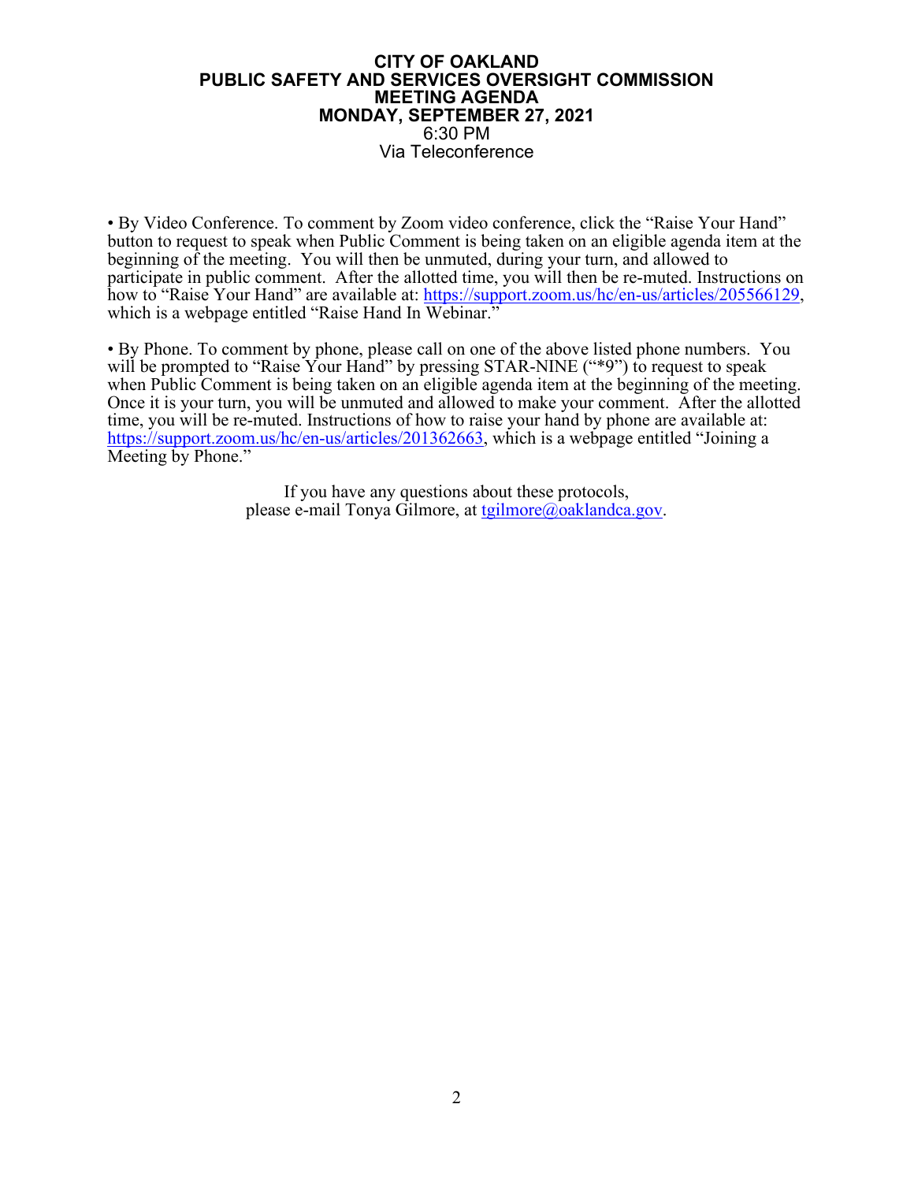# CITY OF OAKLAND
## PUBLIC SAFETY AND SERVICES OVERSIGHT COMMISSION
## MEETING AGENDA
## MONDAY, SEPTEMBER 27, 2021

6:30 PM
Via Teleconference

• By Video Conference. To comment by Zoom video conference, click the "Raise Your Hand" button to request to speak when Public Comment is being taken on an eligible agenda item at the beginning of the meeting. You will then be unmuted, during your turn, and allowed to participate in public comment. After the allotted time, you will then be re-muted. Instructions on how to "Raise Your Hand" are available at: [https://support.zoom.us/hc/en-us/articles/205566129](https://support.zoom.us/hc/en-us/articles/205566129), which is a webpage entitled "Raise Hand In Webinar."

• By Phone. To comment by phone, please call on one of the above listed phone numbers. You will be prompted to "Raise Your Hand" by pressing STAR-NINE ("*9") to request to speak when Public Comment is being taken on an eligible agenda item at the beginning of the meeting. Once it is your turn, you will be unmuted and allowed to make your comment. After the allotted time, you will be re-muted. Instructions of how to raise your hand by phone are available at: [https://support.zoom.us/hc/en-us/articles/201362663](https://support.zoom.us/hc/en-us/articles/201362663), which is a webpage entitled "Joining a Meeting by Phone."

If you have any questions about these protocols, please e-mail Tonya Gilmore, at [tgilmore@oaklandca.gov](mailto:tgilmore@oaklandca.gov).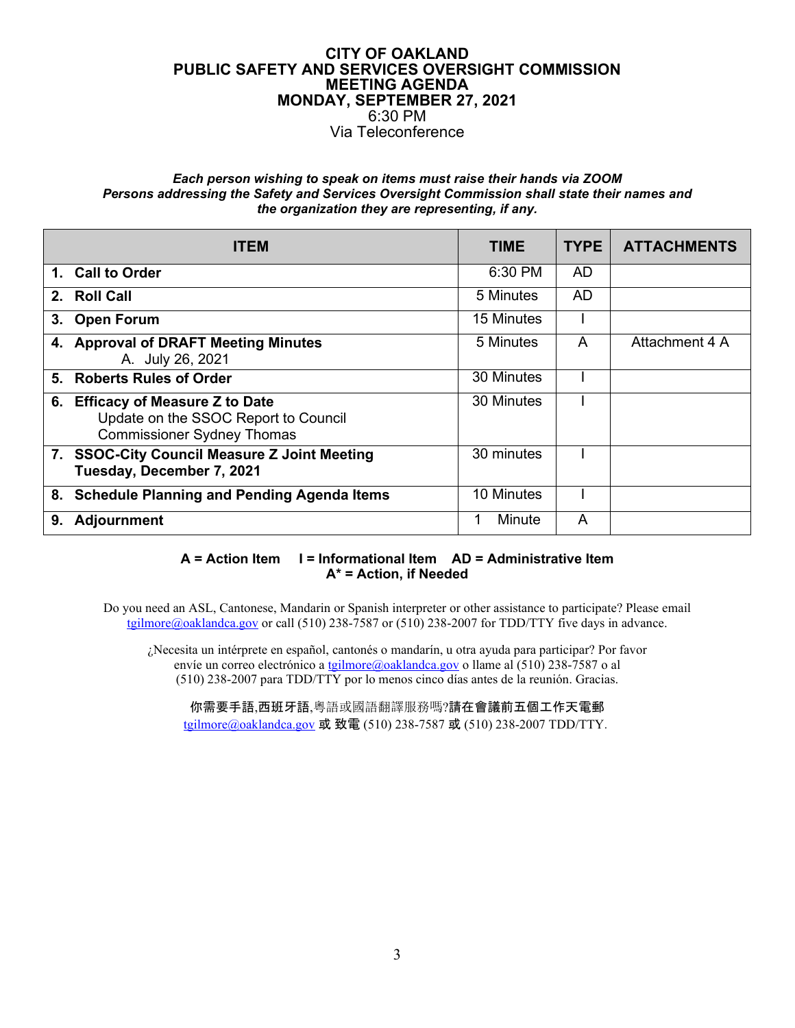# CITY OF OAKLAND
# PUBLIC SAFETY AND SERVICES OVERSIGHT COMMISSION
# MEETING AGENDA
# MONDAY, SEPTEMBER 27, 2021

6:30 PM
Via Teleconference

***Each person wishing to speak on items must raise their hands via ZOOM***
***Persons addressing the Safety and Services Oversight Commission shall state their names and the organization they are representing, if any.***

| ITEM | TIME | TYPE | ATTACHMENTS |
|---|---|---|---|
| **1. Call to Order** | 6:30 PM | AD | |
| **2. Roll Call** | 5 Minutes | AD | |
| **3. Open Forum** | 15 Minutes | I | |
| **4. Approval of DRAFT Meeting Minutes**<br>A. July 26, 2021 | 5 Minutes | A | Attachment 4 A |
| **5. Roberts Rules of Order** | 30 Minutes | I | |
| **6. Efficacy of Measure Z to Date**<br>Update on the SSOC Report to Council<br>Commissioner Sydney Thomas | 30 Minutes | I | |
| **7. SSOC-City Council Measure Z Joint Meeting Tuesday, December 7, 2021** | 30 minutes | I | |
| **8. Schedule Planning and Pending Agenda Items** | 10 Minutes | I | |
| **9. Adjournment** | 1 Minute | A | |

**A = Action Item    I = Informational Item    AD = Administrative Item**
**A* = Action, if Needed**

Do you need an ASL, Cantonese, Mandarin or Spanish interpreter or other assistance to participate? Please email tgilmore@oaklandca.gov or call (510) 238-7587 or (510) 238-2007 for TDD/TTY five days in advance.

¿Necesita un intérprete en español, cantonés o mandarín, u otra ayuda para participar? Por favor envíe un correo electrónico a tgilmore@oaklandca.gov o llame al (510) 238-7587 o al (510) 238-2007 para TDD/TTY por lo menos cinco días antes de la reunión. Gracias.

你需要手語,西班牙語,粵語或國語翻譯服務嗎?請在會議前五個工作天電郵 tgilmore@oaklandca.gov 或 致電 (510) 238-7587 或 (510) 238-2007 TDD/TTY.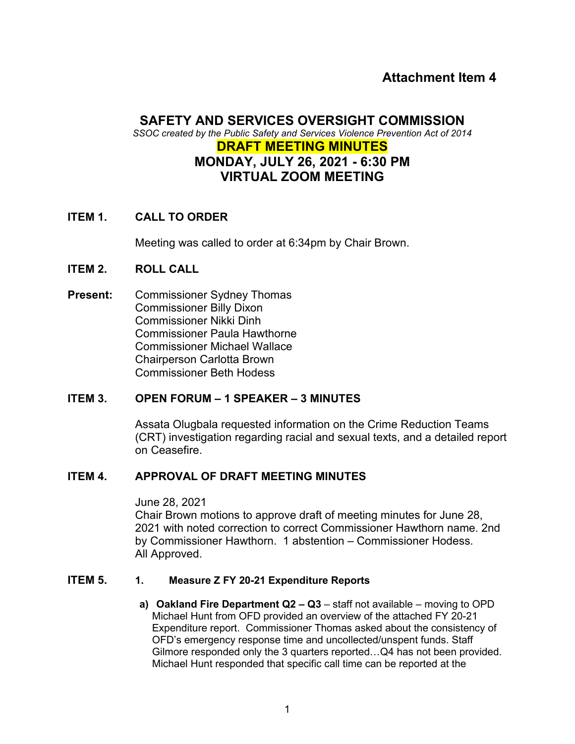**Attachment Item 4**

# SAFETY AND SERVICES OVERSIGHT COMMISSION

*SSOC created by the Public Safety and Services Violence Prevention Act of 2014*

## DRAFT MEETING MINUTES

## MONDAY, JULY 26, 2021 - 6:30 PM

## VIRTUAL ZOOM MEETING

**ITEM 1. CALL TO ORDER**

Meeting was called to order at 6:34pm by Chair Brown.

**ITEM 2. ROLL CALL**

**Present:**
Commissioner Sydney Thomas
Commissioner Billy Dixon
Commissioner Nikki Dinh
Commissioner Paula Hawthorne
Commissioner Michael Wallace
Chairperson Carlotta Brown
Commissioner Beth Hodess

**ITEM 3. OPEN FORUM – 1 SPEAKER – 3 MINUTES**

Assata Olugbala requested information on the Crime Reduction Teams (CRT) investigation regarding racial and sexual texts, and a detailed report on Ceasefire.

**ITEM 4. APPROVAL OF DRAFT MEETING MINUTES**

June 28, 2021
Chair Brown motions to approve draft of meeting minutes for June 28, 2021 with noted correction to correct Commissioner Hawthorn name. 2nd by Commissioner Hawthorn. 1 abstention – Commissioner Hodess.
All Approved.

**ITEM 5. 1. Measure Z FY 20-21 Expenditure Reports**

a) **Oakland Fire Department Q2 – Q3** – staff not available – moving to OPD
Michael Hunt from OFD provided an overview of the attached FY 20-21 Expenditure report. Commissioner Thomas asked about the consistency of OFD's emergency response time and uncollected/unspent funds. Staff Gilmore responded only the 3 quarters reported…Q4 has not been provided. Michael Hunt responded that specific call time can be reported at the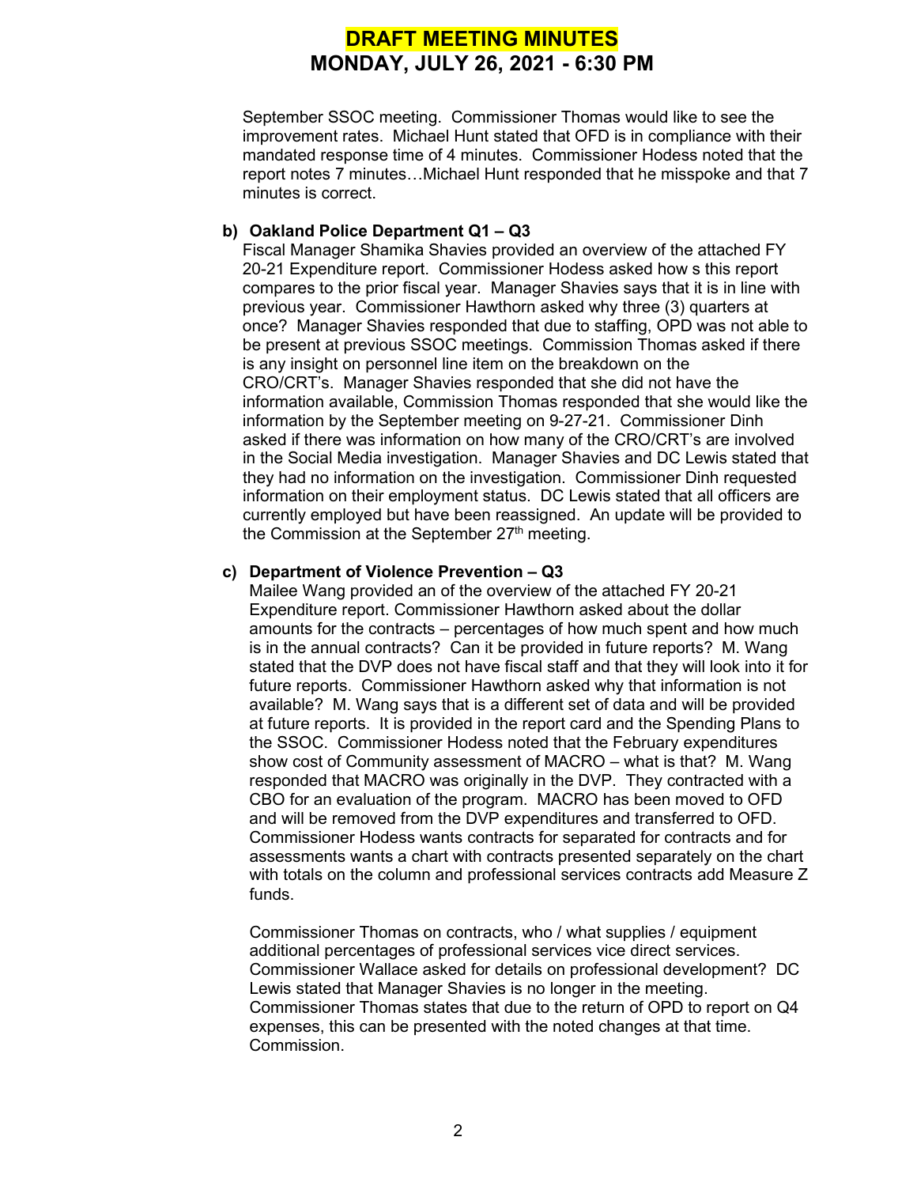September SSOC meeting. Commissioner Thomas would like to see the improvement rates. Michael Hunt stated that OFD is in compliance with their mandated response time of 4 minutes. Commissioner Hodess noted that the report notes 7 minutes…Michael Hunt responded that he misspoke and that 7 minutes is correct.

**b) Oakland Police Department Q1 – Q3**

Fiscal Manager Shamika Shavies provided an overview of the attached FY 20-21 Expenditure report. Commissioner Hodess asked how s this report compares to the prior fiscal year. Manager Shavies says that it is in line with previous year. Commissioner Hawthorn asked why three (3) quarters at once? Manager Shavies responded that due to staffing, OPD was not able to be present at previous SSOC meetings. Commission Thomas asked if there is any insight on personnel line item on the breakdown on the CRO/CRT's. Manager Shavies responded that she did not have the information available, Commission Thomas responded that she would like the information by the September meeting on 9-27-21. Commissioner Dinh asked if there was information on how many of the CRO/CRT's are involved in the Social Media investigation. Manager Shavies and DC Lewis stated that they had no information on the investigation. Commissioner Dinh requested information on their employment status. DC Lewis stated that all officers are currently employed but have been reassigned. An update will be provided to the Commission at the September 27th meeting.

**c) Department of Violence Prevention – Q3**

Mailee Wang provided an of the overview of the attached FY 20-21 Expenditure report. Commissioner Hawthorn asked about the dollar amounts for the contracts – percentages of how much spent and how much is in the annual contracts? Can it be provided in future reports? M. Wang stated that the DVP does not have fiscal staff and that they will look into it for future reports. Commissioner Hawthorn asked why that information is not available? M. Wang says that is a different set of data and will be provided at future reports. It is provided in the report card and the Spending Plans to the SSOC. Commissioner Hodess noted that the February expenditures show cost of Community assessment of MACRO – what is that? M. Wang responded that MACRO was originally in the DVP. They contracted with a CBO for an evaluation of the program. MACRO has been moved to OFD and will be removed from the DVP expenditures and transferred to OFD. Commissioner Hodess wants contracts for separated for contracts and for assessments wants a chart with contracts presented separately on the chart with totals on the column and professional services contracts add Measure Z funds.

Commissioner Thomas on contracts, who / what supplies / equipment additional percentages of professional services vice direct services. Commissioner Wallace asked for details on professional development? DC Lewis stated that Manager Shavies is no longer in the meeting. Commissioner Thomas states that due to the return of OPD to report on Q4 expenses, this can be presented with the noted changes at that time. Commission.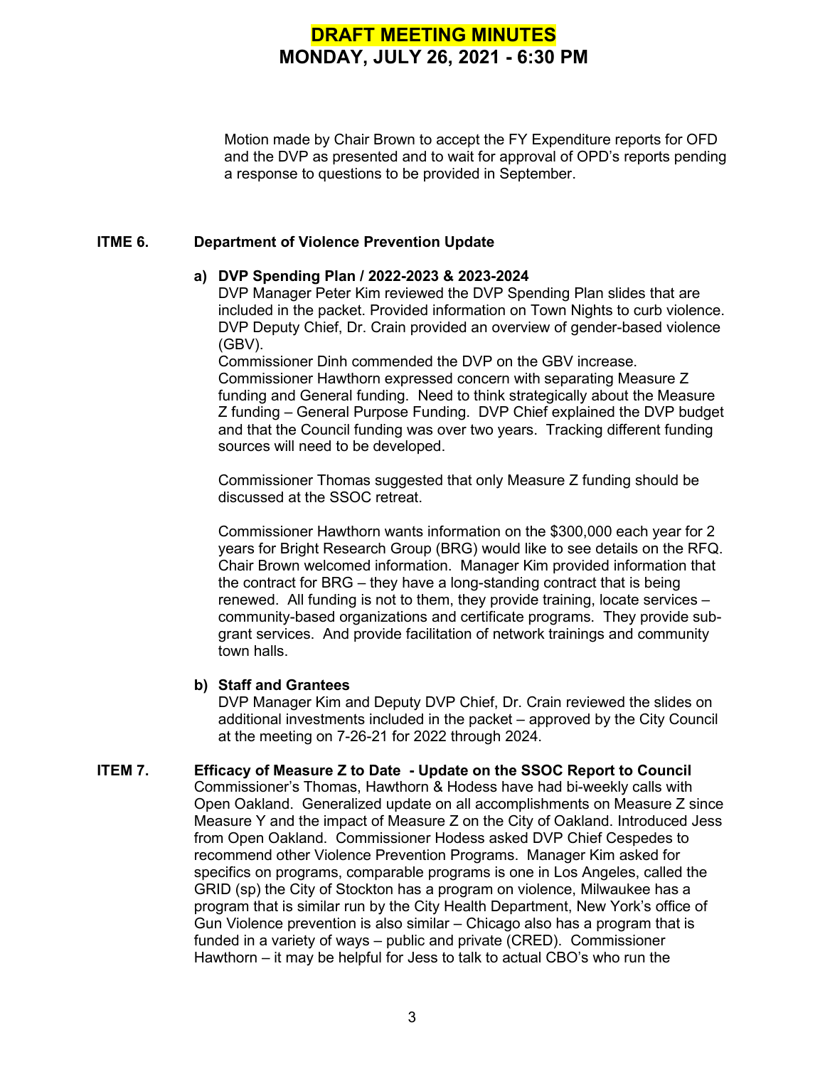Motion made by Chair Brown to accept the FY Expenditure reports for OFD and the DVP as presented and to wait for approval of OPD's reports pending a response to questions to be provided in September.

**ITME 6. Department of Violence Prevention Update**

**a) DVP Spending Plan / 2022-2023 & 2023-2024**

DVP Manager Peter Kim reviewed the DVP Spending Plan slides that are included in the packet. Provided information on Town Nights to curb violence. DVP Deputy Chief, Dr. Crain provided an overview of gender-based violence (GBV).

Commissioner Dinh commended the DVP on the GBV increase. Commissioner Hawthorn expressed concern with separating Measure Z funding and General funding. Need to think strategically about the Measure Z funding – General Purpose Funding. DVP Chief explained the DVP budget and that the Council funding was over two years. Tracking different funding sources will need to be developed.

Commissioner Thomas suggested that only Measure Z funding should be discussed at the SSOC retreat.

Commissioner Hawthorn wants information on the $300,000 each year for 2 years for Bright Research Group (BRG) would like to see details on the RFQ. Chair Brown welcomed information. Manager Kim provided information that the contract for BRG – they have a long-standing contract that is being renewed. All funding is not to them, they provide training, locate services – community-based organizations and certificate programs. They provide sub-grant services. And provide facilitation of network trainings and community town halls.

**b) Staff and Grantees**

DVP Manager Kim and Deputy DVP Chief, Dr. Crain reviewed the slides on additional investments included in the packet – approved by the City Council at the meeting on 7-26-21 for 2022 through 2024.

**ITEM 7. Efficacy of Measure Z to Date - Update on the SSOC Report to Council**

Commissioner's Thomas, Hawthorn & Hodess have had bi-weekly calls with Open Oakland. Generalized update on all accomplishments on Measure Z since Measure Y and the impact of Measure Z on the City of Oakland. Introduced Jess from Open Oakland. Commissioner Hodess asked DVP Chief Cespedes to recommend other Violence Prevention Programs. Manager Kim asked for specifics on programs, comparable programs is one in Los Angeles, called the GRID (sp) the City of Stockton has a program on violence, Milwaukee has a program that is similar run by the City Health Department, New York's office of Gun Violence prevention is also similar – Chicago also has a program that is funded in a variety of ways – public and private (CRED). Commissioner Hawthorn – it may be helpful for Jess to talk to actual CBO's who run the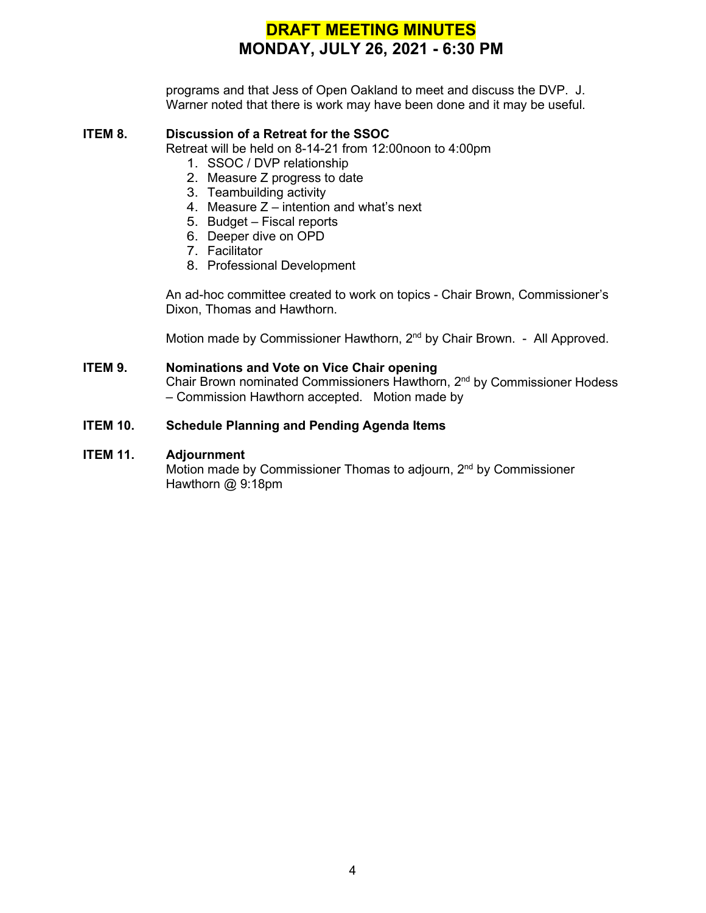programs and that Jess of Open Oakland to meet and discuss the DVP. J. Warner noted that there is work may have been done and it may be useful.

**ITEM 8. Discussion of a Retreat for the SSOC**

Retreat will be held on 8-14-21 from 12:00noon to 4:00pm

1. SSOC / DVP relationship
2. Measure Z progress to date
3. Teambuilding activity
4. Measure Z – intention and what's next
5. Budget – Fiscal reports
6. Deeper dive on OPD
7. Facilitator
8. Professional Development

An ad-hoc committee created to work on topics - Chair Brown, Commissioner's Dixon, Thomas and Hawthorn.

Motion made by Commissioner Hawthorn, 2nd by Chair Brown. - All Approved.

**ITEM 9. Nominations and Vote on Vice Chair opening**

Chair Brown nominated Commissioners Hawthorn, 2nd by Commissioner Hodess – Commission Hawthorn accepted. Motion made by

**ITEM 10. Schedule Planning and Pending Agenda Items**

**ITEM 11. Adjournment**

Motion made by Commissioner Thomas to adjourn, 2nd by Commissioner Hawthorn @ 9:18pm